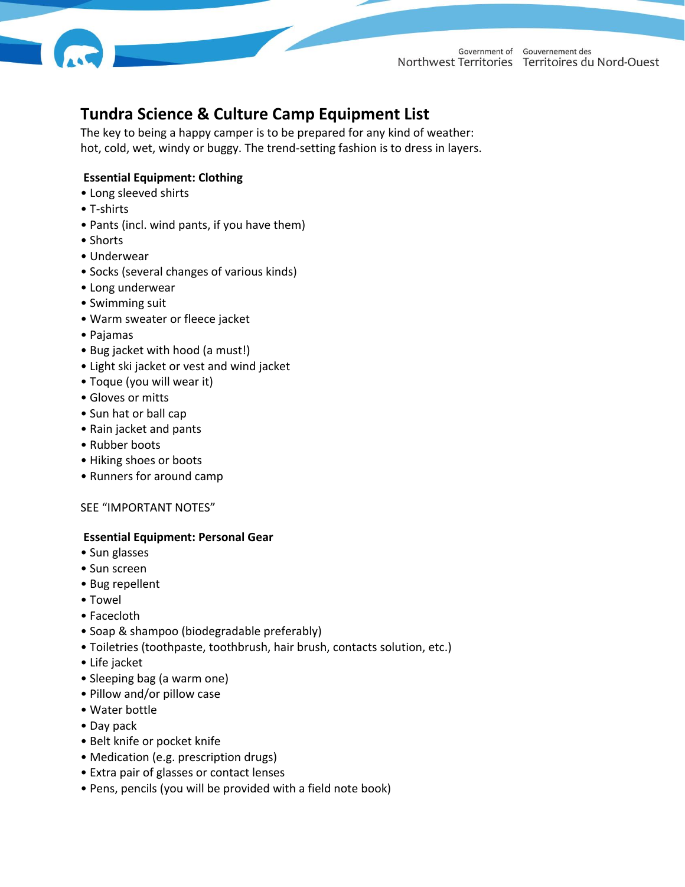# Tundra Science & Culture Camp Equipment List

The key to being a happy camper is to be prepared for any kind of weather: hot, cold, wet, windy or buggy. The trend-setting fashion is to dress in layers.

**Essential Equipment: Clothing**

- Long sleeved shirts
- T-shirts
- Pants (incl. wind pants, if you have them)
- Shorts
- Underwear
- Socks (several changes of various kinds)
- Long underwear
- Swimming suit
- Warm sweater or fleece jacket
- Pajamas
- Bug jacket with hood (a must!)
- Light ski jacket or vest and wind jacket
- Toque (you will wear it)
- Gloves or mitts
- Sun hat or ball cap
- Rain jacket and pants
- Rubber boots
- Hiking shoes or boots
- Runners for around camp

SEE "IMPORTANT NOTES"

**Essential Equipment: Personal Gear**

- Sun glasses
- Sun screen
- Bug repellent
- Towel
- Facecloth
- Soap & shampoo (biodegradable preferably)
- Toiletries (toothpaste, toothbrush, hair brush, contacts solution, etc.)
- Life jacket
- Sleeping bag (a warm one)
- Pillow and/or pillow case
- Water bottle
- Day pack
- Belt knife or pocket knife
- Medication (e.g. prescription drugs)
- Extra pair of glasses or contact lenses
- Pens, pencils (you will be provided with a field note book)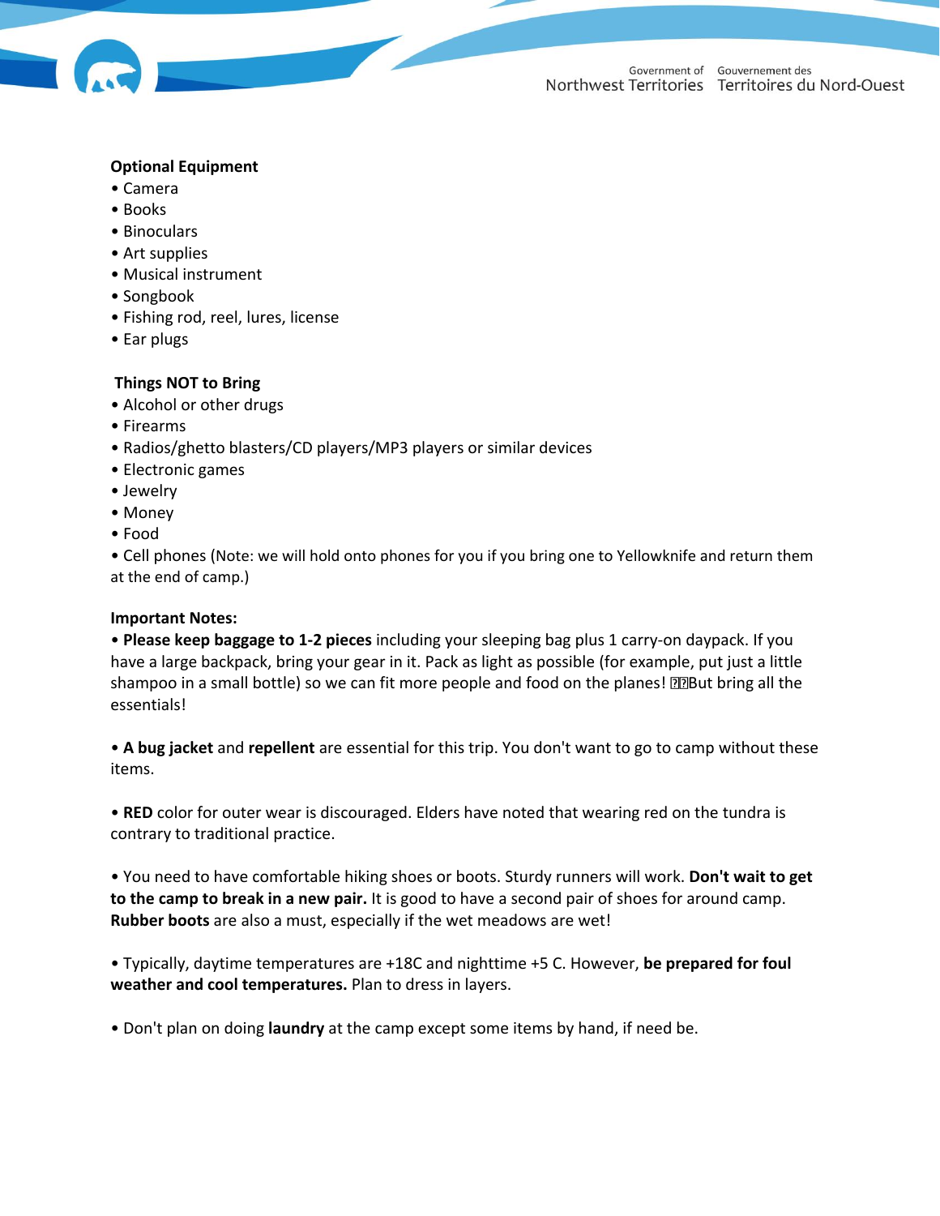**Optional Equipment**

- Camera
- Books
- Binoculars
- Art supplies
- Musical instrument
- Songbook
- Fishing rod, reel, lures, license
- Ear plugs

**Things NOT to Bring**

- Alcohol or other drugs
- Firearms
- Radios/ghetto blasters/CD players/MP3 players or similar devices
- Electronic games
- Jewelry
- Money
- Food
- Cell phones (Note: we will hold onto phones for you if you bring one to Yellowknife and return them at the end of camp.)

**Important Notes:**

- **Please keep baggage to 1-2 pieces** including your sleeping bag plus 1 carry-on daypack. If you have a large backpack, bring your gear in it. Pack as light as possible (for example, put just a little shampoo in a small bottle) so we can fit more people and food on the planes! But bring all the essentials!

- **A bug jacket** and **repellent** are essential for this trip. You don't want to go to camp without these items.

- **RED** color for outer wear is discouraged. Elders have noted that wearing red on the tundra is contrary to traditional practice.

- You need to have comfortable hiking shoes or boots. Sturdy runners will work. **Don't wait to get to the camp to break in a new pair.** It is good to have a second pair of shoes for around camp. **Rubber boots** are also a must, especially if the wet meadows are wet!

- Typically, daytime temperatures are +18C and nighttime +5 C. However, **be prepared for foul weather and cool temperatures.** Plan to dress in layers.

- Don't plan on doing **laundry** at the camp except some items by hand, if need be.